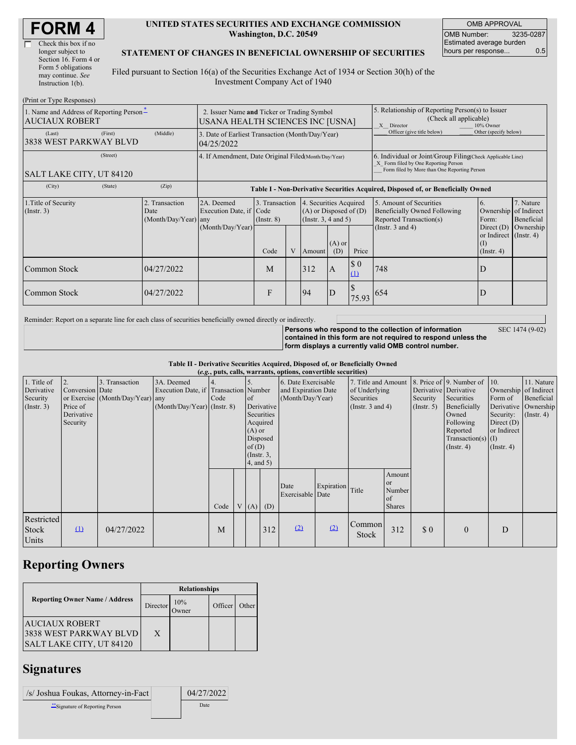# FORM 4

☐ Check this box if no longer subject to Section 16. Form 4 or Form 5 obligations may continue. *See* Instruction 1(b).

**UNITED STATES SECURITIES AND EXCHANGE COMMISSION**
**Washington, D.C. 20549**

**STATEMENT OF CHANGES IN BENEFICIAL OWNERSHIP OF SECURITIES**

Filed pursuant to Section 16(a) of the Securities Exchange Act of 1934 or Section 30(h) of the Investment Company Act of 1940

| OMB APPROVAL | |
|---|---|
| OMB Number: | 3235-0287 |
| Estimated average burden hours per response... | 0.5 |

(Print or Type Responses)

| 1. Name and Address of Reporting Person* | 2. Issuer Name and Ticker or Trading Symbol | 5. Relationship of Reporting Person(s) to Issuer (Check all applicable) |
|---|---|---|
| AUCIAUX ROBERT | USANA HEALTH SCIENCES INC [USNA] | X Director ___ 10% Owner ___ Officer (give title below) ___ Other (specify below) |
| (Last) (First) (Middle) 3838 WEST PARKWAY BLVD | 3. Date of Earliest Transaction (Month/Day/Year) 04/25/2022 | |
| (Street) SALT LAKE CITY, UT 84120 | 4. If Amendment, Date Original Filed (Month/Day/Year) | 6. Individual or Joint/Group Filing (Check Applicable Line) X Form filed by One Reporting Person ___ Form filed by More than One Reporting Person |
| (City) (State) (Zip) | | |

**Table I - Non-Derivative Securities Acquired, Disposed of, or Beneficially Owned**

| 1.Title of Security (Instr. 3) | 2. Transaction Date (Month/Day/Year) | 2A. Deemed Execution Date, if any (Month/Day/Year) | 3. Transaction Code (Instr. 8) | | 4. Securities Acquired (A) or Disposed of (D) (Instr. 3, 4 and 5) | | | 5. Amount of Securities Beneficially Owned Following Reported Transaction(s) (Instr. 3 and 4) | 6. Ownership Form: Direct (D) or Indirect (I) (Instr. 4) | 7. Nature of Indirect Beneficial Ownership (Instr. 4) |
|---|---|---|---|---|---|---|---|---|---|---|
| | | | Code | V | Amount | (A) or (D) | Price | | | |
| Common Stock | 04/27/2022 | | M | | 312 | A | $ 0 (1) | 748 | D | |
| Common Stock | 04/27/2022 | | F | | 94 | D | $ 75.93 | 654 | D | |

Reminder: Report on a separate line for each class of securities beneficially owned directly or indirectly.

**Persons who respond to the collection of information contained in this form are not required to respond unless the form displays a currently valid OMB control number.** SEC 1474 (9-02)

**Table II - Derivative Securities Acquired, Disposed of, or Beneficially Owned**
***(e.g., puts, calls, warrants, options, convertible securities)***

| 1. Title of Derivative Security (Instr. 3) | 2. Conversion or Exercise Price of Derivative Security | 3. Transaction Date (Month/Day/Year) | 3A. Deemed Execution Date, if any (Month/Day/Year) | 4. Transaction Code (Instr. 8) | | 5. Number of Derivative Securities Acquired (A) or Disposed of (D) (Instr. 3, 4, and 5) | | 6. Date Exercisable and Expiration Date (Month/Day/Year) | | 7. Title and Amount of Underlying Securities (Instr. 3 and 4) | | 8. Price of Derivative Security (Instr. 5) | 9. Number of Derivative Securities Beneficially Owned Following Reported Transaction(s) (Instr. 4) | 10. Ownership Form of Derivative Security: Direct (D) or Indirect (I) (Instr. 4) | 11. Nature of Indirect Beneficial Ownership (Instr. 4) |
|---|---|---|---|---|---|---|---|---|---|---|---|---|---|---|---|
| | | | | Code | V | (A) | (D) | Date Exercisable | Expiration Date | Title | Amount or Number of Shares | | | | |
| Restricted Stock Units | (1) | 04/27/2022 | | M | | | 312 | (2) | (2) | Common Stock | 312 | $ 0 | 0 | D | |

## Reporting Owners

| Reporting Owner Name / Address | Relationships | | | |
|---|---|---|---|---|
| | Director | 10% Owner | Officer | Other |
| AUCIAUX ROBERT 3838 WEST PARKWAY BLVD SALT LAKE CITY, UT 84120 | X | | | |

## Signatures

| /s/ Joshua Foukas, Attorney-in-Fact | 04/27/2022 |
|---|---|
| **Signature of Reporting Person | Date |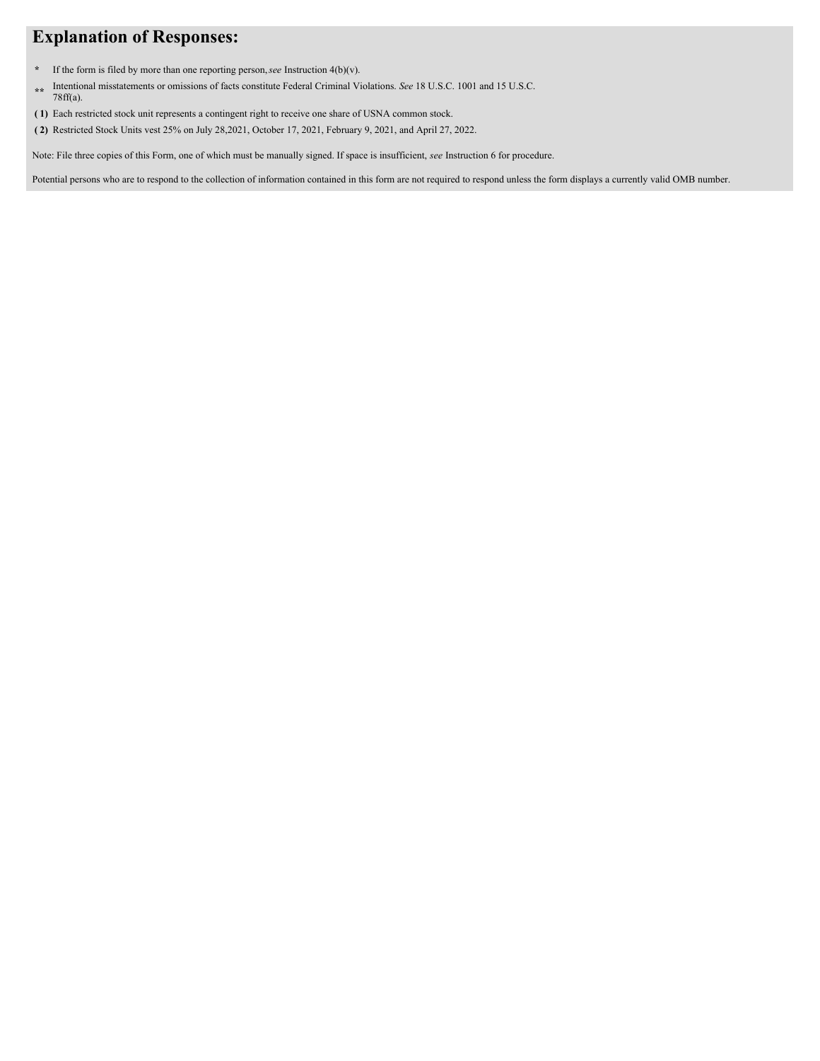## Explanation of Responses:

* If the form is filed by more than one reporting person, *see* Instruction 4(b)(v).

** Intentional misstatements or omissions of facts constitute Federal Criminal Violations. *See* 18 U.S.C. 1001 and 15 U.S.C. 78ff(a).

( 1) Each restricted stock unit represents a contingent right to receive one share of USNA common stock.

( 2) Restricted Stock Units vest 25% on July 28,2021, October 17, 2021, February 9, 2021, and April 27, 2022.

Note: File three copies of this Form, one of which must be manually signed. If space is insufficient, *see* Instruction 6 for procedure.

Potential persons who are to respond to the collection of information contained in this form are not required to respond unless the form displays a currently valid OMB number.